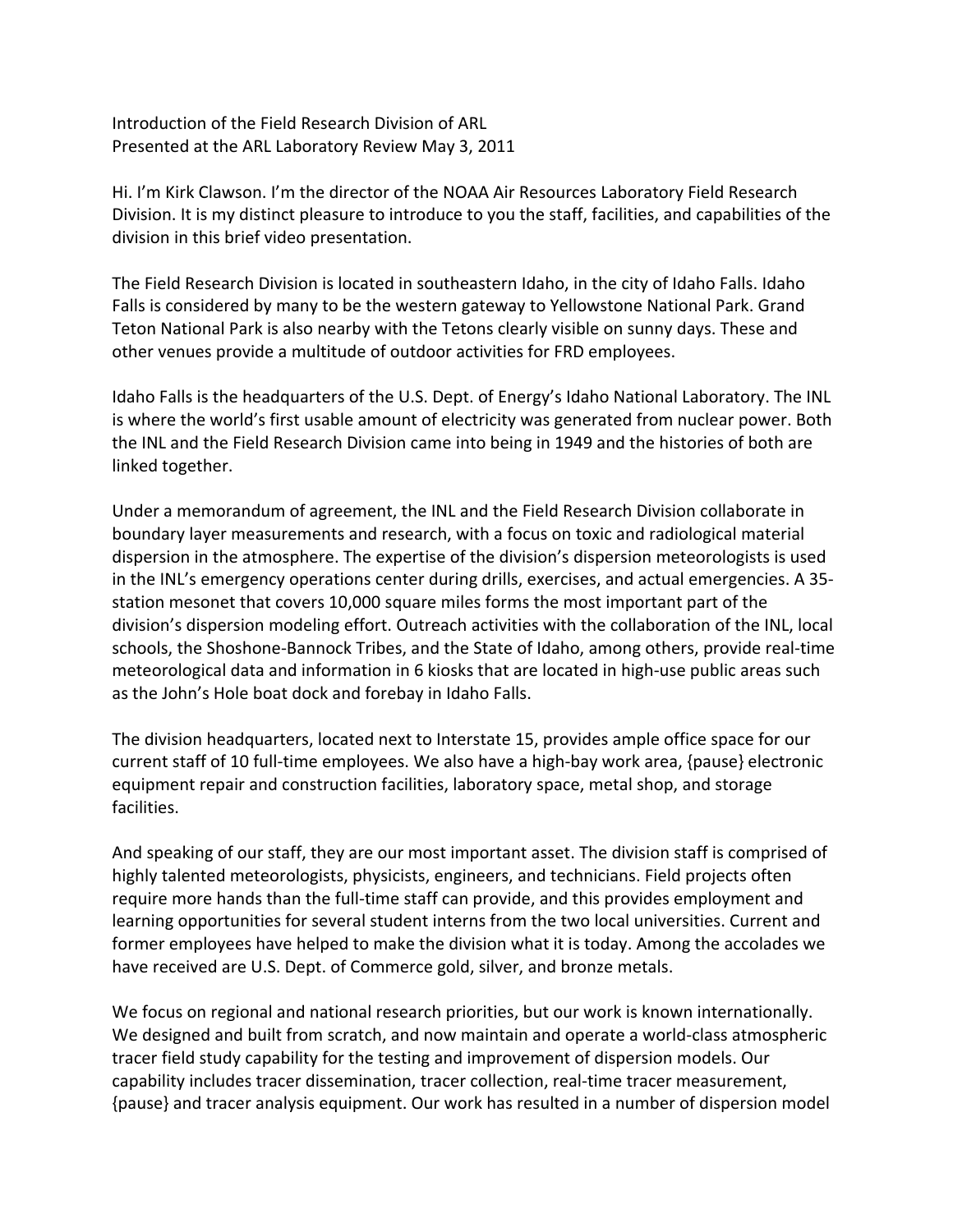Introduction of the Field Research Division of ARL
Presented at the ARL Laboratory Review May 3, 2011

Hi. I'm Kirk Clawson. I'm the director of the NOAA Air Resources Laboratory Field Research Division. It is my distinct pleasure to introduce to you the staff, facilities, and capabilities of the division in this brief video presentation.

The Field Research Division is located in southeastern Idaho, in the city of Idaho Falls. Idaho Falls is considered by many to be the western gateway to Yellowstone National Park. Grand Teton National Park is also nearby with the Tetons clearly visible on sunny days. These and other venues provide a multitude of outdoor activities for FRD employees.

Idaho Falls is the headquarters of the U.S. Dept. of Energy's Idaho National Laboratory. The INL is where the world's first usable amount of electricity was generated from nuclear power. Both the INL and the Field Research Division came into being in 1949 and the histories of both are linked together.

Under a memorandum of agreement, the INL and the Field Research Division collaborate in boundary layer measurements and research, with a focus on toxic and radiological material dispersion in the atmosphere. The expertise of the division's dispersion meteorologists is used in the INL's emergency operations center during drills, exercises, and actual emergencies. A 35-station mesonet that covers 10,000 square miles forms the most important part of the division's dispersion modeling effort. Outreach activities with the collaboration of the INL, local schools, the Shoshone-Bannock Tribes, and the State of Idaho, among others, provide real-time meteorological data and information in 6 kiosks that are located in high-use public areas such as the John's Hole boat dock and forebay in Idaho Falls.

The division headquarters, located next to Interstate 15, provides ample office space for our current staff of 10 full-time employees. We also have a high-bay work area, {pause} electronic equipment repair and construction facilities, laboratory space, metal shop, and storage facilities.

And speaking of our staff, they are our most important asset. The division staff is comprised of highly talented meteorologists, physicists, engineers, and technicians. Field projects often require more hands than the full-time staff can provide, and this provides employment and learning opportunities for several student interns from the two local universities. Current and former employees have helped to make the division what it is today. Among the accolades we have received are U.S. Dept. of Commerce gold, silver, and bronze metals.

We focus on regional and national research priorities, but our work is known internationally. We designed and built from scratch, and now maintain and operate a world-class atmospheric tracer field study capability for the testing and improvement of dispersion models. Our capability includes tracer dissemination, tracer collection, real-time tracer measurement, {pause} and tracer analysis equipment. Our work has resulted in a number of dispersion model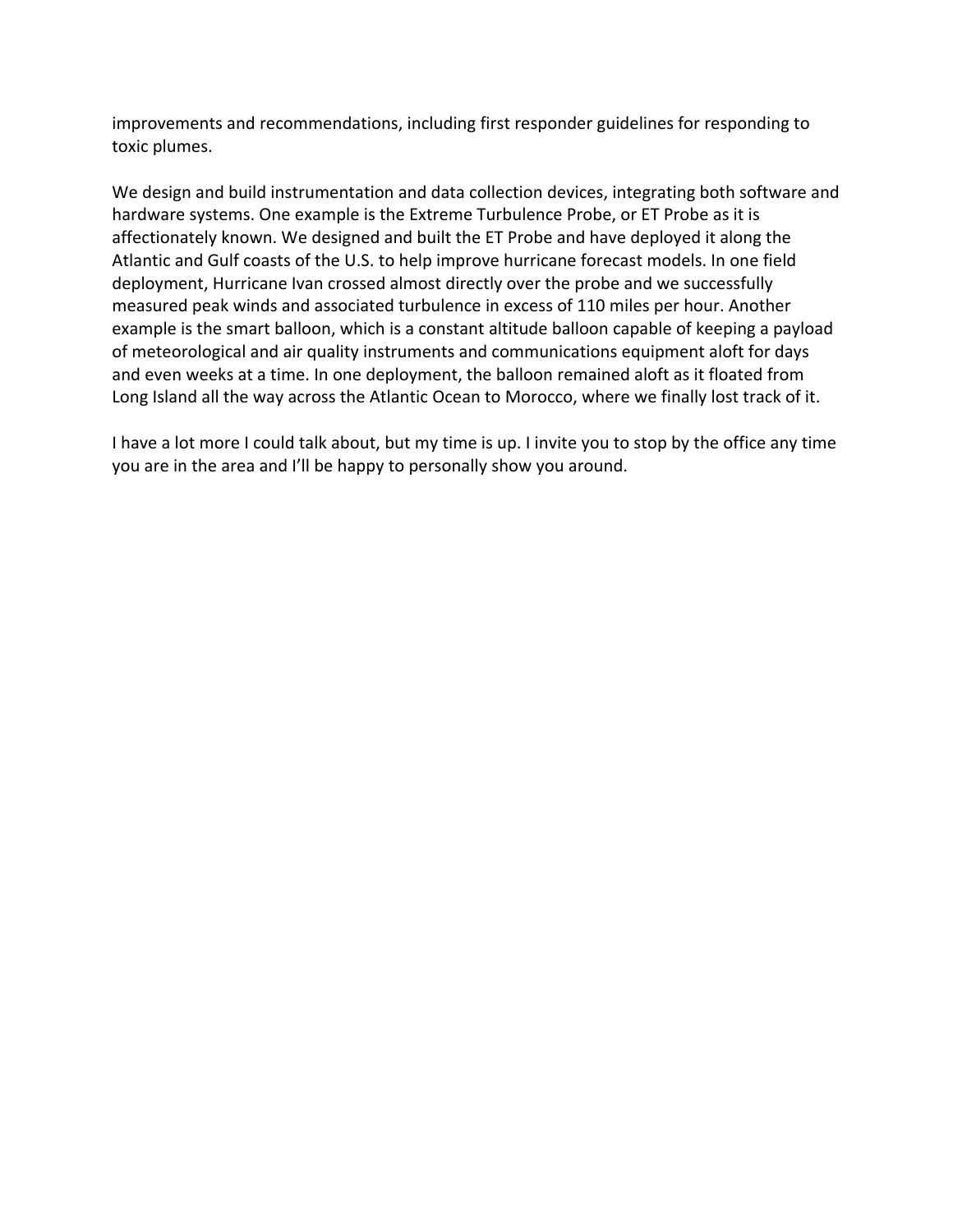improvements and recommendations, including first responder guidelines for responding to toxic plumes.

We design and build instrumentation and data collection devices, integrating both software and hardware systems. One example is the Extreme Turbulence Probe, or ET Probe as it is affectionately known. We designed and built the ET Probe and have deployed it along the Atlantic and Gulf coasts of the U.S. to help improve hurricane forecast models. In one field deployment, Hurricane Ivan crossed almost directly over the probe and we successfully measured peak winds and associated turbulence in excess of 110 miles per hour. Another example is the smart balloon, which is a constant altitude balloon capable of keeping a payload of meteorological and air quality instruments and communications equipment aloft for days and even weeks at a time. In one deployment, the balloon remained aloft as it floated from Long Island all the way across the Atlantic Ocean to Morocco, where we finally lost track of it.

I have a lot more I could talk about, but my time is up. I invite you to stop by the office any time you are in the area and I'll be happy to personally show you around.